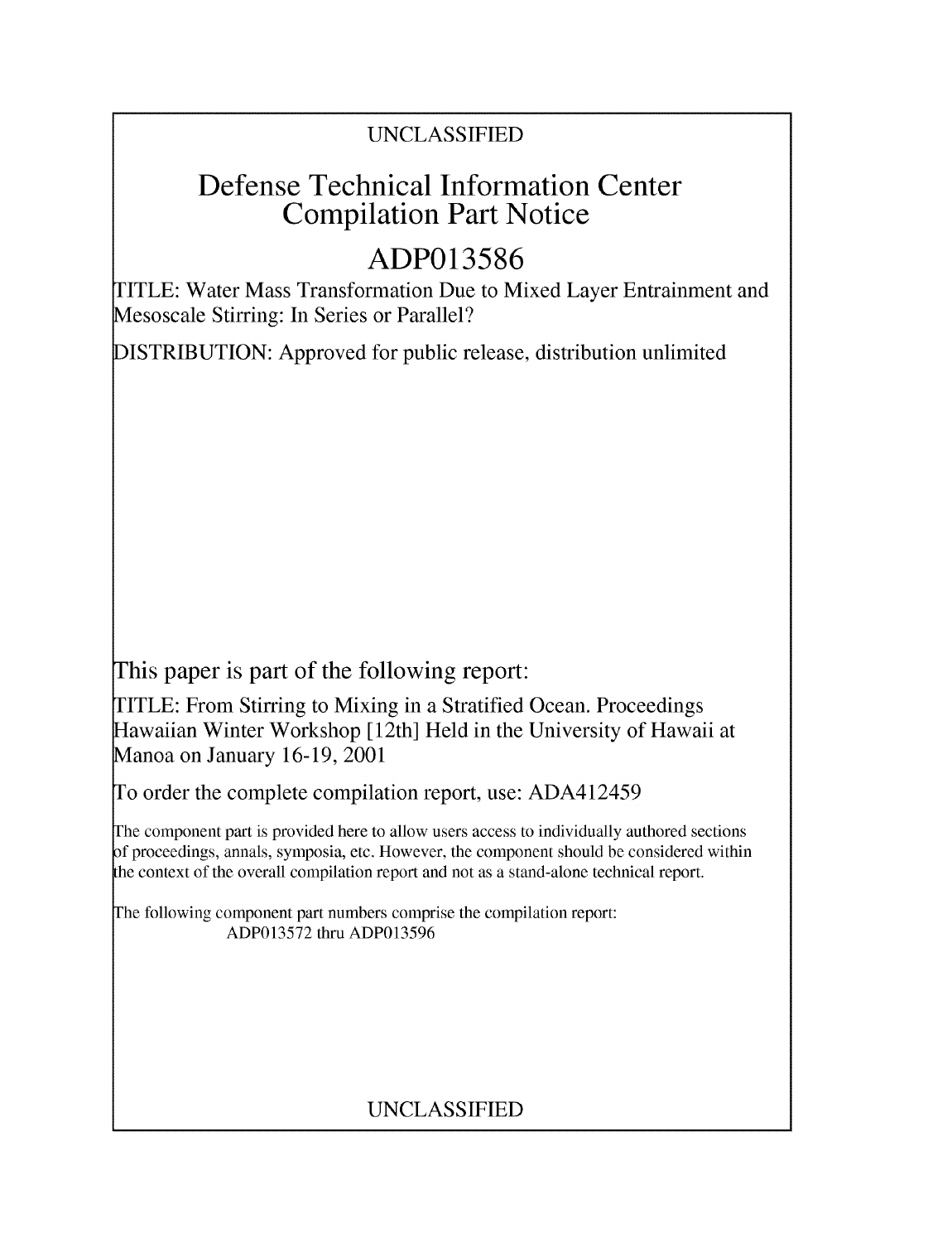UNCLASSIFIED

# Defense Technical Information Center Compilation Part Notice

## ADP013586

TITLE: Water Mass Transformation Due to Mixed Layer Entrainment and Mesoscale Stirring: In Series or Parallel?

DISTRIBUTION: Approved for public release, distribution unlimited

This paper is part of the following report:

TITLE: From Stirring to Mixing in a Stratified Ocean. Proceedings Hawaiian Winter Workshop [12th] Held in the University of Hawaii at Manoa on January 16-19, 2001

To order the complete compilation report, use: ADA412459

The component part is provided here to allow users access to individually authored sections of proceedings, annals, symposia, etc. However, the component should be considered within the context of the overall compilation report and not as a stand-alone technical report.

The following component part numbers comprise the compilation report:
ADP013572 thru ADP013596

UNCLASSIFIED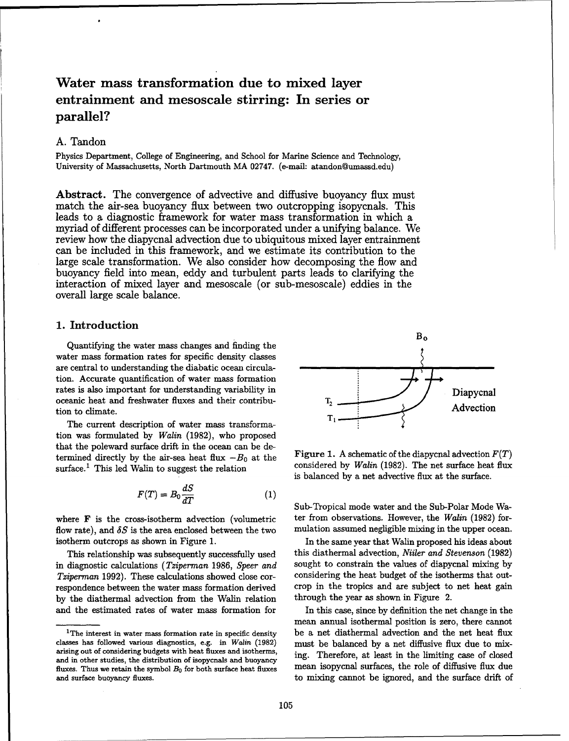# Water mass transformation due to mixed layer entrainment and mesoscale stirring: In series or parallel?

A. Tandon

Physics Department, College of Engineering, and School for Marine Science and Technology, University of Massachusetts, North Dartmouth MA 02747. (e-mail: atandon@umassd.edu)

**Abstract.** The convergence of advective and diffusive buoyancy flux must match the air-sea buoyancy flux between two outcropping isopycnals. This leads to a diagnostic framework for water mass transformation in which a myriad of different processes can be incorporated under a unifying balance. We review how the diapycnal advection due to ubiquitous mixed layer entrainment can be included in this framework, and we estimate its contribution to the large scale transformation. We also consider how decomposing the flow and buoyancy field into mean, eddy and turbulent parts leads to clarifying the interaction of mixed layer and mesoscale (or sub-mesoscale) eddies in the overall large scale balance.

## 1. Introduction

Quantifying the water mass changes and finding the water mass formation rates for specific density classes are central to understanding the diabatic ocean circulation. Accurate quantification of water mass formation rates is also important for understanding variability in oceanic heat and freshwater fluxes and their contribution to climate.

The current description of water mass transformation was formulated by *Walin* (1982), who proposed that the poleward surface drift in the ocean can be determined directly by the air-sea heat flux $-B_0$ at the surface.[1] This led Walin to suggest the relation

$$F(T) = B_0 \frac{dS}{dT} \tag{1}$$

where $\mathbf{F}$ is the cross-isotherm advection (volumetric flow rate), and $\delta S$ is the area enclosed between the two isotherm outcrops as shown in Figure 1.

This relationship was subsequently successfully used in diagnostic calculations (*Tziperman* 1986, *Speer and Tziperman* 1992). These calculations showed close correspondence between the water mass formation derived by the diathermal advection from the Walin relation and the estimated rates of water mass formation for Sub-Tropical mode water and the Sub-Polar Mode Water from observations. However, the *Walin* (1982) formulation assumed negligible mixing in the upper ocean.

Figure 1. A schematic of the diapycnal advection $F(T)$ considered by *Walin* (1982). The net surface heat flux is balanced by a net advective flux at the surface.

In the same year that Walin proposed his ideas about this diathermal advection, *Niiler and Stevenson* (1982) sought to constrain the values of diapycnal mixing by considering the heat budget of the isotherms that outcrop in the tropics and are subject to net heat gain through the year as shown in Figure 2.

In this case, since by definition the net change in the mean annual isothermal position is zero, there cannot be a net diathermal advection and the net heat flux must be balanced by a net diffusive flux due to mixing. Therefore, at least in the limiting case of closed mean isopycnal surfaces, the role of diffusive flux due to mixing cannot be ignored, and the surface drift of

[1] The interest in water mass formation rate in specific density classes has followed various diagnostics, e.g. in *Walin* (1982) arising out of considering budgets with heat fluxes and isotherms, and in other studies, the distribution of isopycnals and buoyancy fluxes. Thus we retain the symbol $B_0$ for both surface heat fluxes and surface buoyancy fluxes.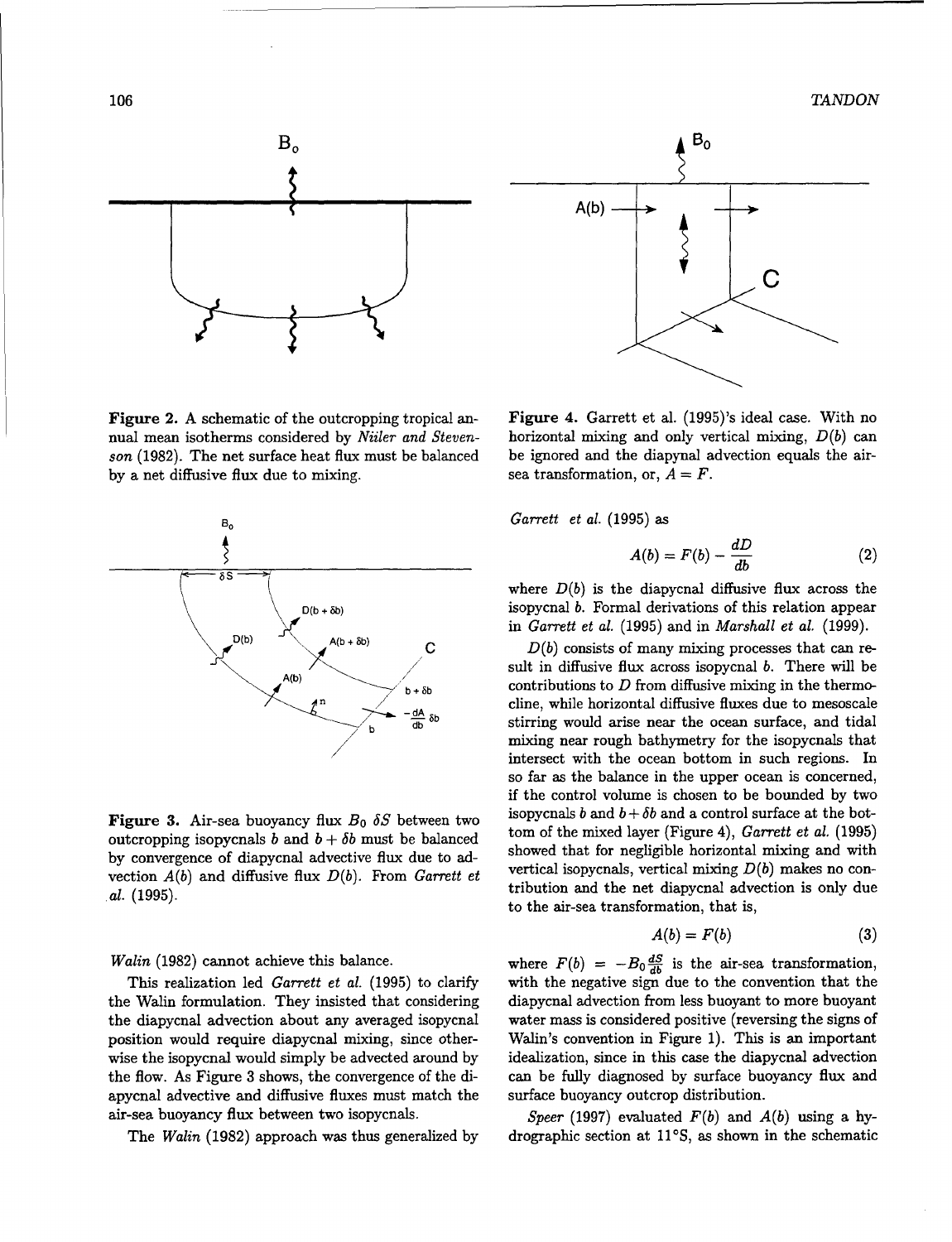Figure 2. A schematic of the outcropping tropical annual mean isotherms considered by *Niiler and Stevenson* (1982). The net surface heat flux must be balanced by a net diffusive flux due to mixing.

Figure 3. Air-sea buoyancy flux $B_0\ \delta S$ between two outcropping isopycnals $b$ and $b + \delta b$ must be balanced by convergence of diapycnal advective flux due to advection $A(b)$ and diffusive flux $D(b)$. From *Garrett et al.* (1995).

*Walin* (1982) cannot achieve this balance.

This realization led *Garrett et al.* (1995) to clarify the Walin formulation. They insisted that considering the diapycnal advection about any averaged isopycnal position would require diapycnal mixing, since otherwise the isopycnal would simply be advected around by the flow. As Figure 3 shows, the convergence of the diapycnal advective and diffusive fluxes must match the air-sea buoyancy flux between two isopycnals.

The *Walin* (1982) approach was thus generalized by *Garrett et al.* (1995) as

$$A(b) = F(b) - \frac{dD}{db} \tag{2}$$

where $D(b)$ is the diapycnal diffusive flux across the isopycnal $b$. Formal derivations of this relation appear in *Garrett et al.* (1995) and in *Marshall et al.* (1999).

$D(b)$ consists of many mixing processes that can result in diffusive flux across isopycnal $b$. There will be contributions to $D$ from diffusive mixing in the thermocline, while horizontal diffusive fluxes due to mesoscale stirring would arise near the ocean surface, and tidal mixing near rough bathymetry for the isopycnals that intersect with the ocean bottom in such regions. In so far as the balance in the upper ocean is concerned, if the control volume is chosen to be bounded by two isopycnals $b$ and $b + \delta b$ and a control surface at the bottom of the mixed layer (Figure 4), *Garrett et al.* (1995) showed that for negligible horizontal mixing and with vertical isopycnals, vertical mixing $D(b)$ makes no contribution and the net diapycnal advection is only due to the air-sea transformation, that is,

$$A(b) = F(b) \tag{3}$$

where $F(b) = -B_0 \frac{dS}{db}$ is the air-sea transformation, with the negative sign due to the convention that the diapycnal advection from less buoyant to more buoyant water mass is considered positive (reversing the signs of Walin's convention in Figure 1). This is an important idealization, since in this case the diapycnal advection can be fully diagnosed by surface buoyancy flux and surface buoyancy outcrop distribution.

*Speer* (1997) evaluated $F(b)$ and $A(b)$ using a hydrographic section at 11°S, as shown in the schematic

Figure 4. Garrett et al. (1995)'s ideal case. With no horizontal mixing and only vertical mixing, $D(b)$ can be ignored and the diapynal advection equals the air-sea transformation, or, $A = F$.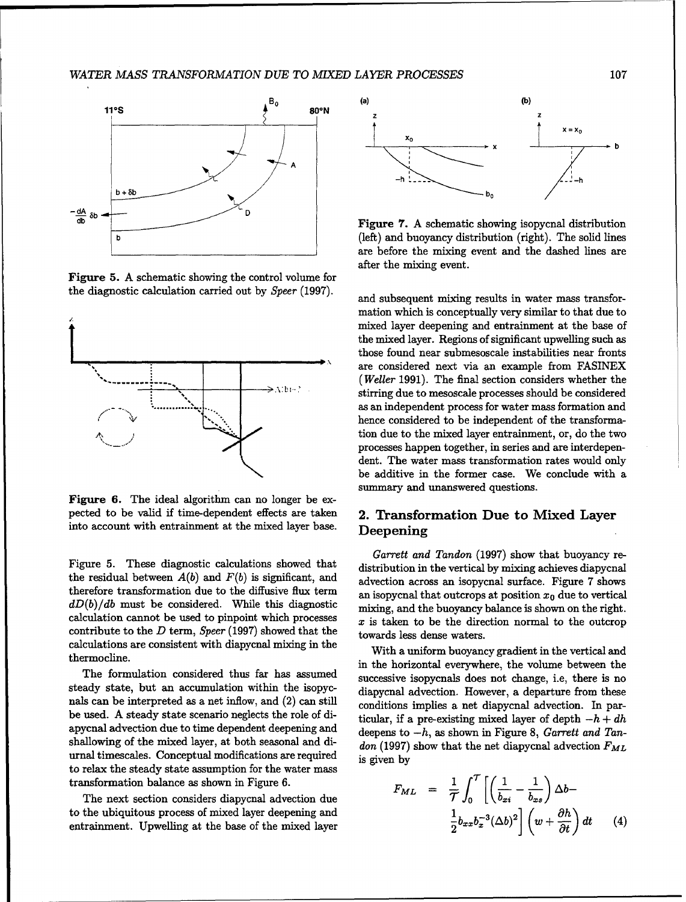Figure 5. A schematic showing the control volume for the diagnostic calculation carried out by *Speer* (1997).

Figure 6. The ideal algorithm can no longer be expected to be valid if time-dependent effects are taken into account with entrainment at the mixed layer base.

Figure 5. These diagnostic calculations showed that the residual between $A(b)$ and $F(b)$ is significant, and therefore transformation due to the diffusive flux term $dD(b)/db$ must be considered. While this diagnostic calculation cannot be used to pinpoint which processes contribute to the $D$ term, *Speer* (1997) showed that the calculations are consistent with diapycnal mixing in the thermocline.

The formulation considered thus far has assumed steady state, but an accumulation within the isopycnals can be interpreted as a net inflow, and (2) can still be used. A steady state scenario neglects the role of diapycnal advection due to time dependent deepening and shallowing of the mixed layer, at both seasonal and diurnal timescales. Conceptual modifications are required to relax the steady state assumption for the water mass transformation balance as shown in Figure 6.

The next section considers diapycnal advection due to the ubiquitous process of mixed layer deepening and entrainment. Upwelling at the base of the mixed layer and subsequent mixing results in water mass transformation which is conceptually very similar to that due to mixed layer deepening and entrainment at the base of the mixed layer. Regions of significant upwelling such as those found near submesoscale instabilities near fronts are considered next via an example from FASINEX (*Weller* 1991). The final section considers whether the stirring due to mesoscale processes should be considered as an independent process for water mass formation and hence considered to be independent of the transformation due to the mixed layer entrainment, or, do the two processes happen together, in series and are interdependent. The water mass transformation rates would only be additive in the former case. We conclude with a summary and unanswered questions.

Figure 7. A schematic showing isopycnal distribution (left) and buoyancy distribution (right). The solid lines are before the mixing event and the dashed lines are after the mixing event.

## 2. Transformation Due to Mixed Layer Deepening

*Garrett and Tandon* (1997) show that buoyancy redistribution in the vertical by mixing achieves diapycnal advection across an isopycnal surface. Figure 7 shows an isopycnal that outcrops at position $x_0$ due to vertical mixing, and the buoyancy balance is shown on the right. $x$ is taken to be the direction normal to the outcrop towards less dense waters.

With a uniform buoyancy gradient in the vertical and in the horizontal everywhere, the volume between the successive isopycnals does not change, i.e, there is no diapycnal advection. However, a departure from these conditions implies a net diapycnal advection. In particular, if a pre-existing mixed layer of depth $-h + dh$ deepens to $-h$, as shown in Figure 8, *Garrett and Tandon* (1997) show that the net diapycnal advection $F_{ML}$ is given by

$$F_{ML} = \frac{1}{T}\int_0^T \left[\left(\frac{1}{b_{xi}} - \frac{1}{b_{xs}}\right)\Delta b - \frac{1}{2}b_{xz}b_x^{-3}(\Delta b)^2\right]\left(w + \frac{\partial h}{\partial t}\right)dt \quad (4)$$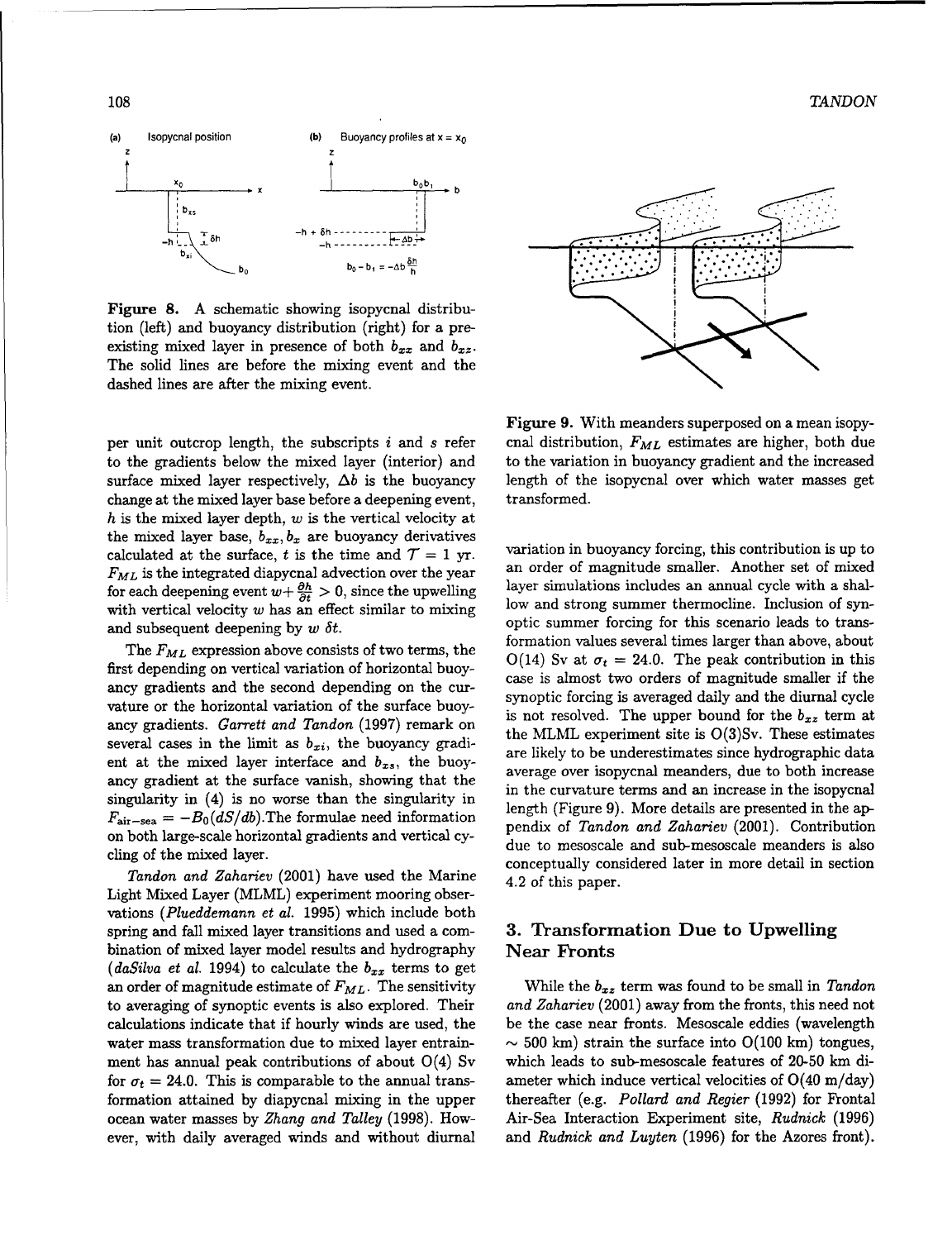**Figure 8.** A schematic showing isopycnal distribution (left) and buoyancy distribution (right) for a preexisting mixed layer in presence of both $b_{xx}$ and $b_{xz}$. The solid lines are before the mixing event and the dashed lines are after the mixing event.

per unit outcrop length, the subscripts $i$ and $s$ refer to the gradients below the mixed layer (interior) and surface mixed layer respectively, $\Delta b$ is the buoyancy change at the mixed layer base before a deepening event, $h$ is the mixed layer depth, $w$ is the vertical velocity at the mixed layer base, $b_{xx}, b_x$ are buoyancy derivatives calculated at the surface, $t$ is the time and $\mathcal{T} = 1$ yr. $F_{ML}$ is the integrated diapycnal advection over the year for each deepening event $w + \frac{\partial h}{\partial t} > 0$, since the upwelling with vertical velocity $w$ has an effect similar to mixing and subsequent deepening by $w\ \delta t$.

The $F_{ML}$ expression above consists of two terms, the first depending on vertical variation of horizontal buoyancy gradients and the second depending on the curvature or the horizontal variation of the surface buoyancy gradients. *Garrett and Tandon* (1997) remark on several cases in the limit as $b_{xi}$, the buoyancy gradient at the mixed layer interface and $b_{xs}$, the buoyancy gradient at the surface vanish, showing that the singularity in (4) is no worse than the singularity in $F_{\text{air-sea}} = -B_0(dS/db)$. The formulae need information on both large-scale horizontal gradients and vertical cycling of the mixed layer.

*Tandon and Zahariev* (2001) have used the Marine Light Mixed Layer (MLML) experiment mooring observations (*Plueddemann et al.* 1995) which include both spring and fall mixed layer transitions and used a combination of mixed layer model results and hydrography (*daSilva et al.* 1994) to calculate the $b_{xz}$ terms to get an order of magnitude estimate of $F_{ML}$. The sensitivity to averaging of synoptic events is also explored. Their calculations indicate that if hourly winds are used, the water mass transformation due to mixed layer entrainment has annual peak contributions of about O(4) Sv for $\sigma_t = 24.0$. This is comparable to the annual transformation attained by diapycnal mixing in the upper ocean water masses by *Zhang and Talley* (1998). However, with daily averaged winds and without diurnal variation in buoyancy forcing, this contribution is up to an order of magnitude smaller. Another set of mixed layer simulations includes an annual cycle with a shallow and strong summer thermocline. Inclusion of synoptic summer forcing for this scenario leads to transformation values several times larger than above, about O(14) Sv at $\sigma_t = 24.0$. The peak contribution in this case is almost two orders of magnitude smaller if the synoptic forcing is averaged daily and the diurnal cycle is not resolved. The upper bound for the $b_{xz}$ term at the MLML experiment site is O(3)Sv. These estimates are likely to be underestimates since hydrographic data average over isopycnal meanders, due to both increase in the curvature terms and an increase in the isopycnal length (Figure 9). More details are presented in the appendix of *Tandon and Zahariev* (2001). Contribution due to mesoscale and sub-mesoscale meanders is also conceptually considered later in more detail in section 4.2 of this paper.

**Figure 9.** With meanders superposed on a mean isopycnal distribution, $F_{ML}$ estimates are higher, both due to the variation in buoyancy gradient and the increased length of the isopycnal over which water masses get transformed.

## 3. Transformation Due to Upwelling Near Fronts

While the $b_{xz}$ term was found to be small in *Tandon and Zahariev* (2001) away from the fronts, this need not be the case near fronts. Mesoscale eddies (wavelength $\sim$ 500 km) strain the surface into O(100 km) tongues, which leads to sub-mesoscale features of 20-50 km diameter which induce vertical velocities of O(40 m/day) thereafter (e.g. *Pollard and Regier* (1992) for Frontal Air-Sea Interaction Experiment site, *Rudnick* (1996) and *Rudnick and Luyten* (1996) for the Azores front).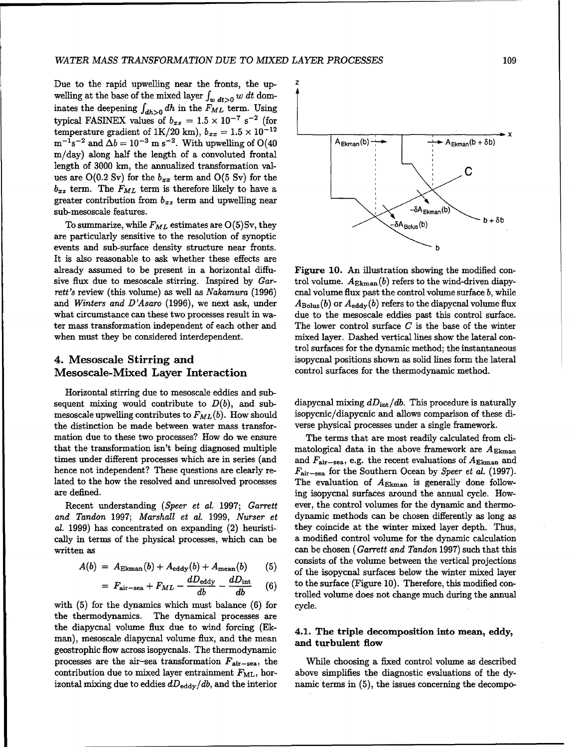Due to the rapid upwelling near the fronts, the upwelling at the base of the mixed layer $\int_{w\ dt>0} w\ dt$ dominates the deepening $\int_{dh>0} dh$ in the $F_{ML}$ term. Using typical FASINEX values of $b_{xs} = 1.5 \times 10^{-7}\ \mathrm{s}^{-2}$ (for temperature gradient of 1K/20 km), $b_{xx} = 1.5 \times 10^{-12}\ \mathrm{m}^{-1}\mathrm{s}^{-2}$ and $\Delta b = 10^{-3}\ \mathrm{m\ s}^{-2}$. With upwelling of O(40 m/day) along half the length of a convoluted frontal length of 3000 km, the annualized transformation values are O(0.2 Sv) for the $b_{xx}$ term and O(5 Sv) for the $b_{xz}$ term. The $F_{ML}$ term is therefore likely to have a greater contribution from $b_{xz}$ term and upwelling near sub-mesoscale features.

To summarize, while $F_{ML}$ estimates are O(5)Sv, they are particularly sensitive to the resolution of synoptic events and sub-surface density structure near fronts. It is also reasonable to ask whether these effects are already assumed to be present in a horizontal diffusive flux due to mesoscale stirring. Inspired by *Garrett's* review (this volume) as well as *Nakamura* (1996) and *Winters and D'Asaro* (1996), we next ask, under what circumstance can these two processes result in water mass transformation independent of each other and when must they be considered interdependent.

## 4. Mesoscale Stirring and Mesoscale-Mixed Layer Interaction

Horizontal stirring due to mesoscale eddies and subsequent mixing would contribute to $D(b)$, and submesoscale upwelling contributes to $F_{ML}(b)$. How should the distinction be made between water mass transformation due to these two processes? How do we ensure that the transformation isn't being diagnosed multiple times under different processes which are in series (and hence not independent? These questions are clearly related to the how the resolved and unresolved processes are defined.

Recent understanding (*Speer et al.* 1997; *Garrett and Tandon* 1997; *Marshall et al.* 1999, *Nurser et al.* 1999) has concentrated on expanding (2) heuristically in terms of the physical processes, which can be written as

$$A(b) = A_{\mathrm{Ekman}}(b) + A_{\mathrm{eddy}}(b) + A_{\mathrm{mean}}(b) \quad (5)$$

$$= F_{\mathrm{air-sea}} + F_{ML} - \frac{dD_{\mathrm{eddy}}}{db} - \frac{dD_{\mathrm{int}}}{db} \quad (6)$$

with (5) for the dynamics which must balance (6) for the thermodynamics. The dynamical processes are the diapycnal volume flux due to wind forcing (Ekman), mesoscale diapycnal volume flux, and the mean geostrophic flow across isopycnals. The thermodynamic processes are the air–sea transformation $F_{\mathrm{air-sea}}$, the contribution due to mixed layer entrainment $F_{\mathrm{ML}}$, horizontal mixing due to eddies $dD_{\mathrm{eddy}}/db$, and the interior diapycnal mixing $dD_{\mathrm{int}}/db$. This procedure is naturally isopycnic/diapycnic and allows comparison of these diverse physical processes under a single framework.

**Figure 10.** An illustration showing the modified control volume. $A_{\mathrm{Ekman}}(b)$ refers to the wind-driven diapycnal volume flux past the control volume surface $b$, while $A_{\mathrm{Bolus}}(b)$ or $A_{\mathrm{eddy}}(b)$ refers to the diapycnal volume flux due to the mesoscale eddies past this control surface. The lower control surface $C$ is the base of the winter mixed layer. Dashed vertical lines show the lateral control surfaces for the dynamic method; the instantaneous isopycnal positions shown as solid lines form the lateral control surfaces for the thermodynamic method.

The terms that are most readily calculated from climatological data in the above framework are $A_{\mathrm{Ekman}}$ and $F_{\mathrm{air-sea}}$, e.g. the recent evaluations of $A_{\mathrm{Ekman}}$ and $F_{\mathrm{air-sea}}$ for the Southern Ocean by *Speer et al.* (1997). The evaluation of $A_{\mathrm{Ekman}}$ is generally done following isopycnal surfaces around the annual cycle. However, the control volumes for the dynamic and thermodynamic methods can be chosen differently as long as they coincide at the winter mixed layer depth. Thus, a modified control volume for the dynamic calculation can be chosen (*Garrett and Tandon* 1997) such that this consists of the volume between the vertical projections of the isopycnal surfaces below the winter mixed layer to the surface (Figure 10). Therefore, this modified controlled volume does not change much during the annual cycle.

### 4.1. The triple decomposition into mean, eddy, and turbulent flow

While choosing a fixed control volume as described above simplifies the diagnostic evaluations of the dynamic terms in (5), the issues concerning the decompo-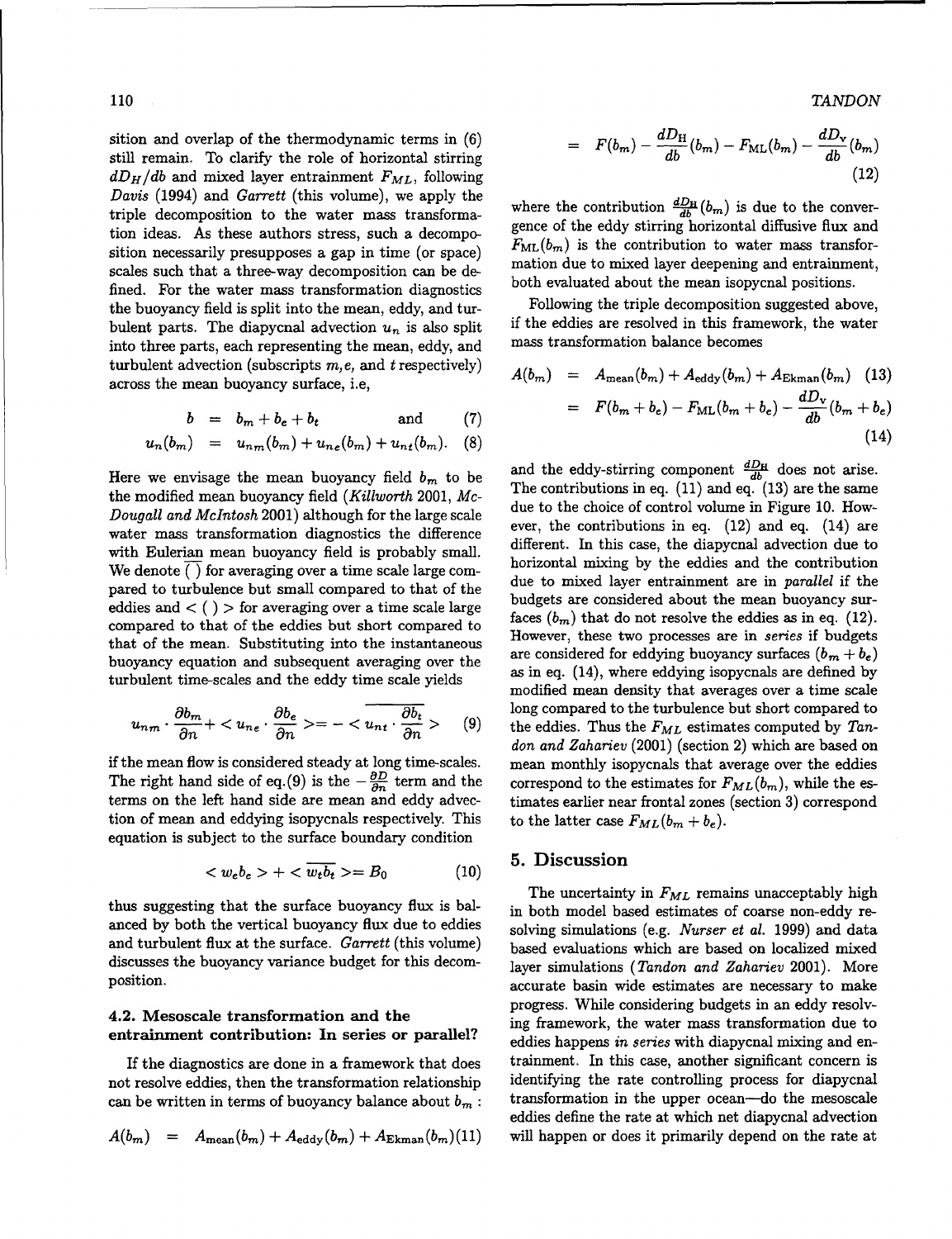sition and overlap of the thermodynamic terms in (6) still remain. To clarify the role of horizontal stirring $dD_H/db$ and mixed layer entrainment $F_{ML}$, following *Davis* (1994) and *Garrett* (this volume), we apply the triple decomposition to the water mass transformation ideas. As these authors stress, such a decomposition necessarily presupposes a gap in time (or space) scales such that a three-way decomposition can be defined. For the water mass transformation diagnostics the buoyancy field is split into the mean, eddy, and turbulent parts. The diapycnal advection $u_n$ is also split into three parts, each representing the mean, eddy, and turbulent advection (subscripts $m, e$, and $t$ respectively) across the mean buoyancy surface, i.e,

$$b = b_m + b_e + b_t \quad \text{and} \tag{7}$$

$$u_n(b_m) = u_{nm}(b_m) + u_{ne}(b_m) + u_{nt}(b_m). \tag{8}$$

Here we envisage the mean buoyancy field $b_m$ to be the modified mean buoyancy field (*Killworth* 2001, *McDougall and McIntosh* 2001) although for the large scale water mass transformation diagnostics the difference with Eulerian mean buoyancy field is probably small. We denote $\overline{(\ )}$ for averaging over a time scale large compared to turbulence but small compared to that of the eddies and $<(\ )>$ for averaging over a time scale large compared to that of the eddies but short compared to that of the mean. Substituting into the instantaneous buoyancy equation and subsequent averaging over the turbulent time-scales and the eddy time scale yields

$$u_{nm} \cdot \frac{\partial b_m}{\partial n} + < u_{ne} \cdot \frac{\partial b_e}{\partial n} > = - < \overline{u_{nt} \cdot \frac{\partial b_t}{\partial n}} > \tag{9}$$

if the mean flow is considered steady at long time-scales. The right hand side of eq.(9) is the $-\frac{\partial D}{\partial n}$ term and the terms on the left hand side are mean and eddy advection of mean and eddying isopycnals respectively. This equation is subject to the surface boundary condition

$$< w_e b_e > + < \overline{w_t b_t} > = B_0 \tag{10}$$

thus suggesting that the surface buoyancy flux is balanced by both the vertical buoyancy flux due to eddies and turbulent flux at the surface. *Garrett* (this volume) discusses the buoyancy variance budget for this decomposition.

### 4.2. Mesoscale transformation and the entrainment contribution: In series or parallel?

If the diagnostics are done in a framework that does not resolve eddies, then the transformation relationship can be written in terms of buoyancy balance about $b_m$ :

$$A(b_m) = A_{\text{mean}}(b_m) + A_{\text{eddy}}(b_m) + A_{\text{Ekman}}(b_m) \tag{11}$$

$$= F(b_m) - \frac{dD_{\text{H}}}{db}(b_m) - F_{\text{ML}}(b_m) - \frac{dD_{\text{V}}}{db}(b_m) \tag{12}$$

where the contribution $\frac{dD_{\text{H}}}{db}(b_m)$ is due to the convergence of the eddy stirring horizontal diffusive flux and $F_{\text{ML}}(b_m)$ is the contribution to water mass transformation due to mixed layer deepening and entrainment, both evaluated about the mean isopycnal positions.

Following the triple decomposition suggested above, if the eddies are resolved in this framework, the water mass transformation balance becomes

$$A(b_m) = A_{\text{mean}}(b_m) + A_{\text{eddy}}(b_m) + A_{\text{Ekman}}(b_m) \tag{13}$$

$$= F(b_m + b_e) - F_{\text{ML}}(b_m + b_e) - \frac{dD_{\text{V}}}{db}(b_m + b_e) \tag{14}$$

and the eddy-stirring component $\frac{dD_{\text{H}}}{db}$ does not arise. The contributions in eq. (11) and eq. (13) are the same due to the choice of control volume in Figure 10. However, the contributions in eq. (12) and eq. (14) are different. In this case, the diapycnal advection due to horizontal mixing by the eddies and the contribution due to mixed layer entrainment are in *parallel* if the budgets are considered about the mean buoyancy surfaces ($b_m$) that do not resolve the eddies as in eq. (12). However, these two processes are in *series* if budgets are considered for eddying buoyancy surfaces ($b_m + b_e$) as in eq. (14), where eddying isopycnals are defined by modified mean density that averages over a time scale long compared to the turbulence but short compared to the eddies. Thus the $F_{ML}$ estimates computed by *Tandon and Zahariev* (2001) (section 2) which are based on mean monthly isopycnals that average over the eddies correspond to the estimates for $F_{ML}(b_m)$, while the estimates earlier near frontal zones (section 3) correspond to the latter case $F_{ML}(b_m + b_e)$.

## 5. Discussion

The uncertainty in $F_{ML}$ remains unacceptably high in both model based estimates of coarse non-eddy resolving simulations (e.g. *Nurser et al.* 1999) and data based evaluations which are based on localized mixed layer simulations (*Tandon and Zahariev* 2001). More accurate basin wide estimates are necessary to make progress. While considering budgets in an eddy resolving framework, the water mass transformation due to eddies happens *in series* with diapycnal mixing and entrainment. In this case, another significant concern is identifying the rate controlling process for diapycnal transformation in the upper ocean—do the mesoscale eddies define the rate at which net diapycnal advection will happen or does it primarily depend on the rate at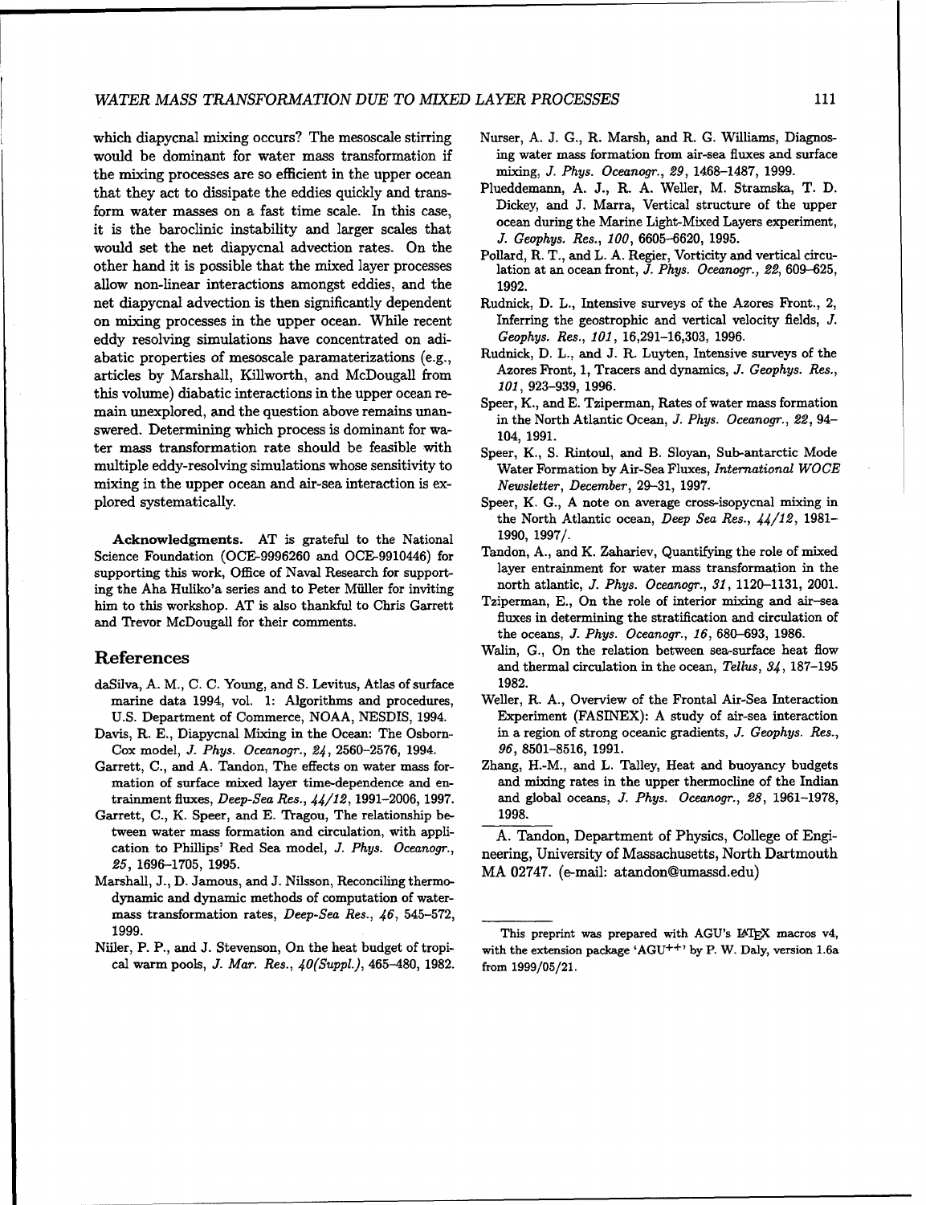which diapycnal mixing occurs? The mesoscale stirring would be dominant for water mass transformation if the mixing processes are so efficient in the upper ocean that they act to dissipate the eddies quickly and transform water masses on a fast time scale. In this case, it is the baroclinic instability and larger scales that would set the net diapycnal advection rates. On the other hand it is possible that the mixed layer processes allow non-linear interactions amongst eddies, and the net diapycnal advection is then significantly dependent on mixing processes in the upper ocean. While recent eddy resolving simulations have concentrated on adiabatic properties of mesoscale paramaterizations (e.g., articles by Marshall, Killworth, and McDougall from this volume) diabatic interactions in the upper ocean remain unexplored, and the question above remains unanswered. Determining which process is dominant for water mass transformation rate should be feasible with multiple eddy-resolving simulations whose sensitivity to mixing in the upper ocean and air-sea interaction is explored systematically.

**Acknowledgments.** AT is grateful to the National Science Foundation (OCE-9996260 and OCE-9910446) for supporting this work, Office of Naval Research for supporting the Aha Huliko'a series and to Peter Müller for inviting him to this workshop. AT is also thankful to Chris Garrett and Trevor McDougall for their comments.

## References

daSilva, A. M., C. C. Young, and S. Levitus, Atlas of surface marine data 1994, vol. 1: Algorithms and procedures, U.S. Department of Commerce, NOAA, NESDIS, 1994.

Davis, R. E., Diapycnal Mixing in the Ocean: The Osborn-Cox model, *J. Phys. Oceanogr.*, *24*, 2560–2576, 1994.

Garrett, C., and A. Tandon, The effects on water mass formation of surface mixed layer time-dependence and entrainment fluxes, *Deep-Sea Res.*, *44/12*, 1991–2006, 1997.

Garrett, C., K. Speer, and E. Tragou, The relationship between water mass formation and circulation, with application to Phillips' Red Sea model, *J. Phys. Oceanogr.*, *25*, 1696–1705, 1995.

Marshall, J., D. Jamous, and J. Nilsson, Reconciling thermodynamic and dynamic methods of computation of water-mass transformation rates, *Deep-Sea Res.*, *46*, 545–572, 1999.

Niiler, P. P., and J. Stevenson, On the heat budget of tropical warm pools, *J. Mar. Res.*, *40(Suppl.)*, 465–480, 1982.

Nurser, A. J. G., R. Marsh, and R. G. Williams, Diagnosing water mass formation from air-sea fluxes and surface mixing, *J. Phys. Oceanogr.*, *29*, 1468–1487, 1999.

Plueddemann, A. J., R. A. Weller, M. Stramska, T. D. Dickey, and J. Marra, Vertical structure of the upper ocean during the Marine Light-Mixed Layers experiment, *J. Geophys. Res.*, *100*, 6605–6620, 1995.

Pollard, R. T., and L. A. Regier, Vorticity and vertical circulation at an ocean front, *J. Phys. Oceanogr.*, *22*, 609–625, 1992.

Rudnick, D. L., Intensive surveys of the Azores Front., 2, Inferring the geostrophic and vertical velocity fields, *J. Geophys. Res.*, *101*, 16,291–16,303, 1996.

Rudnick, D. L., and J. R. Luyten, Intensive surveys of the Azores Front, 1, Tracers and dynamics, *J. Geophys. Res.*, *101*, 923–939, 1996.

Speer, K., and E. Tziperman, Rates of water mass formation in the North Atlantic Ocean, *J. Phys. Oceanogr.*, *22*, 94–104, 1991.

Speer, K., S. Rintoul, and B. Sloyan, Sub-antarctic Mode Water Formation by Air-Sea Fluxes, *International WOCE Newsletter*, *December*, 29–31, 1997.

Speer, K. G., A note on average cross-isopycnal mixing in the North Atlantic ocean, *Deep Sea Res.*, *44/12*, 1981–1990, 1997/.

Tandon, A., and K. Zahariev, Quantifying the role of mixed layer entrainment for water mass transformation in the north atlantic, *J. Phys. Oceanogr.*, *31*, 1120–1131, 2001.

Tziperman, E., On the role of interior mixing and air–sea fluxes in determining the stratification and circulation of the oceans, *J. Phys. Oceanogr.*, *16*, 680–693, 1986.

Walin, G., On the relation between sea-surface heat flow and thermal circulation in the ocean, *Tellus*, *34*, 187–195 1982.

Weller, R. A., Overview of the Frontal Air-Sea Interaction Experiment (FASINEX): A study of air-sea interaction in a region of strong oceanic gradients, *J. Geophys. Res.*, *96*, 8501–8516, 1991.

Zhang, H.-M., and L. Talley, Heat and buoyancy budgets and mixing rates in the upper thermocline of the Indian and global oceans, *J. Phys. Oceanogr.*, *28*, 1961–1978, 1998.

A. Tandon, Department of Physics, College of Engineering, University of Massachusetts, North Dartmouth MA 02747. (e-mail: atandon@umassd.edu)

This preprint was prepared with AGU's LaTeX macros v4, with the extension package 'AGU$^{++}$' by P. W. Daly, version 1.6a from 1999/05/21.